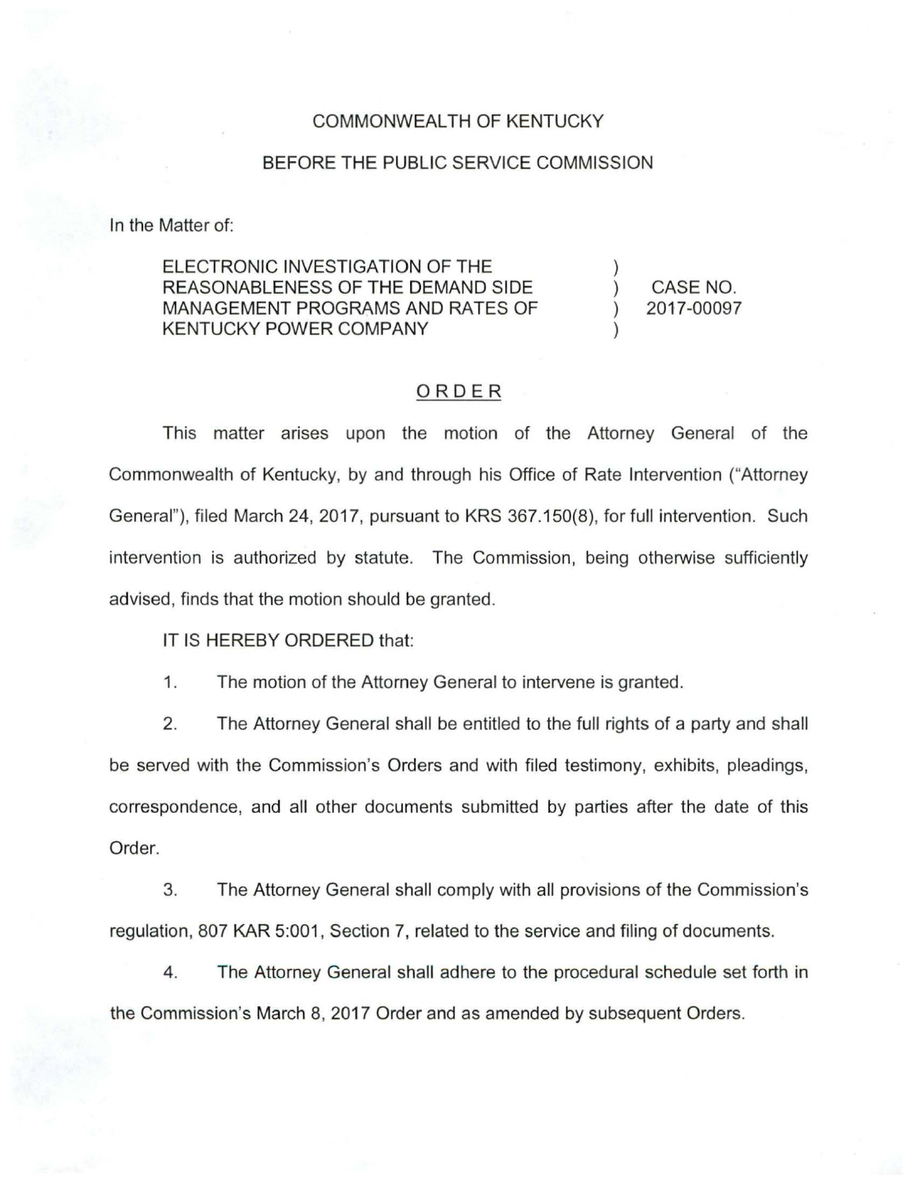COMMONWEALTH OF KENTUCKY

BEFORE THE PUBLIC SERVICE COMMISSION

In the Matter of:

| | | |
|---|---|---|
| ELECTRONIC INVESTIGATION OF THE REASONABLENESS OF THE DEMAND SIDE MANAGEMENT PROGRAMS AND RATES OF KENTUCKY POWER COMPANY | ) ) ) ) | CASE NO. 2017-00097 |

## ORDER

This matter arises upon the motion of the Attorney General of the Commonwealth of Kentucky, by and through his Office of Rate Intervention ("Attorney General"), filed March 24, 2017, pursuant to KRS 367.150(8), for full intervention. Such intervention is authorized by statute. The Commission, being otherwise sufficiently advised, finds that the motion should be granted.

IT IS HEREBY ORDERED that:

1. The motion of the Attorney General to intervene is granted.

2. The Attorney General shall be entitled to the full rights of a party and shall be served with the Commission's Orders and with filed testimony, exhibits, pleadings, correspondence, and all other documents submitted by parties after the date of this Order.

3. The Attorney General shall comply with all provisions of the Commission's regulation, 807 KAR 5:001, Section 7, related to the service and filing of documents.

4. The Attorney General shall adhere to the procedural schedule set forth in the Commission's March 8, 2017 Order and as amended by subsequent Orders.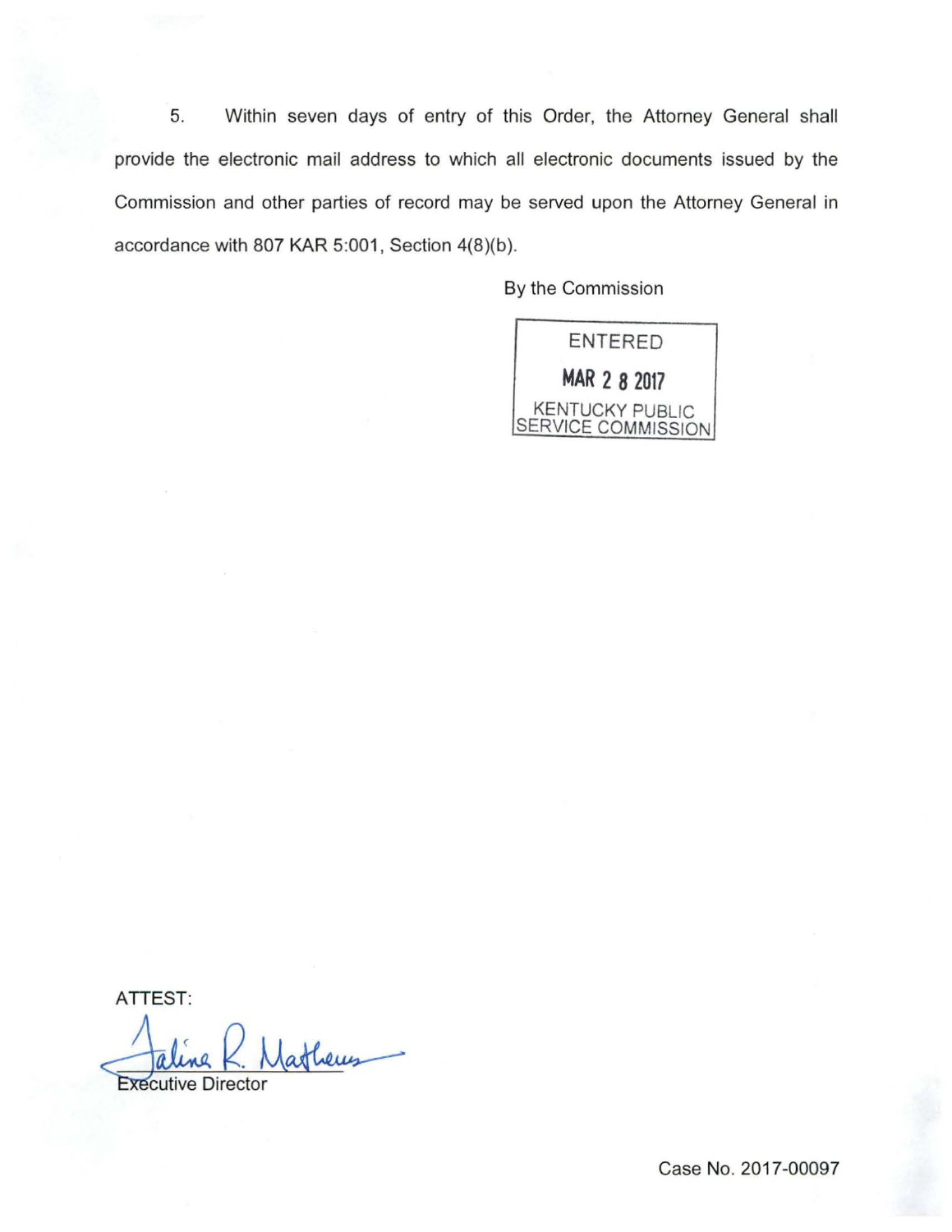5. Within seven days of entry of this Order, the Attorney General shall provide the electronic mail address to which all electronic documents issued by the Commission and other parties of record may be served upon the Attorney General in accordance with 807 KAR 5:001, Section 4(8)(b).

By the Commission

ENTERED

MAR 28 2017

KENTUCKY PUBLIC SERVICE COMMISSION

ATTEST:

Executive Director

Case No. 2017-00097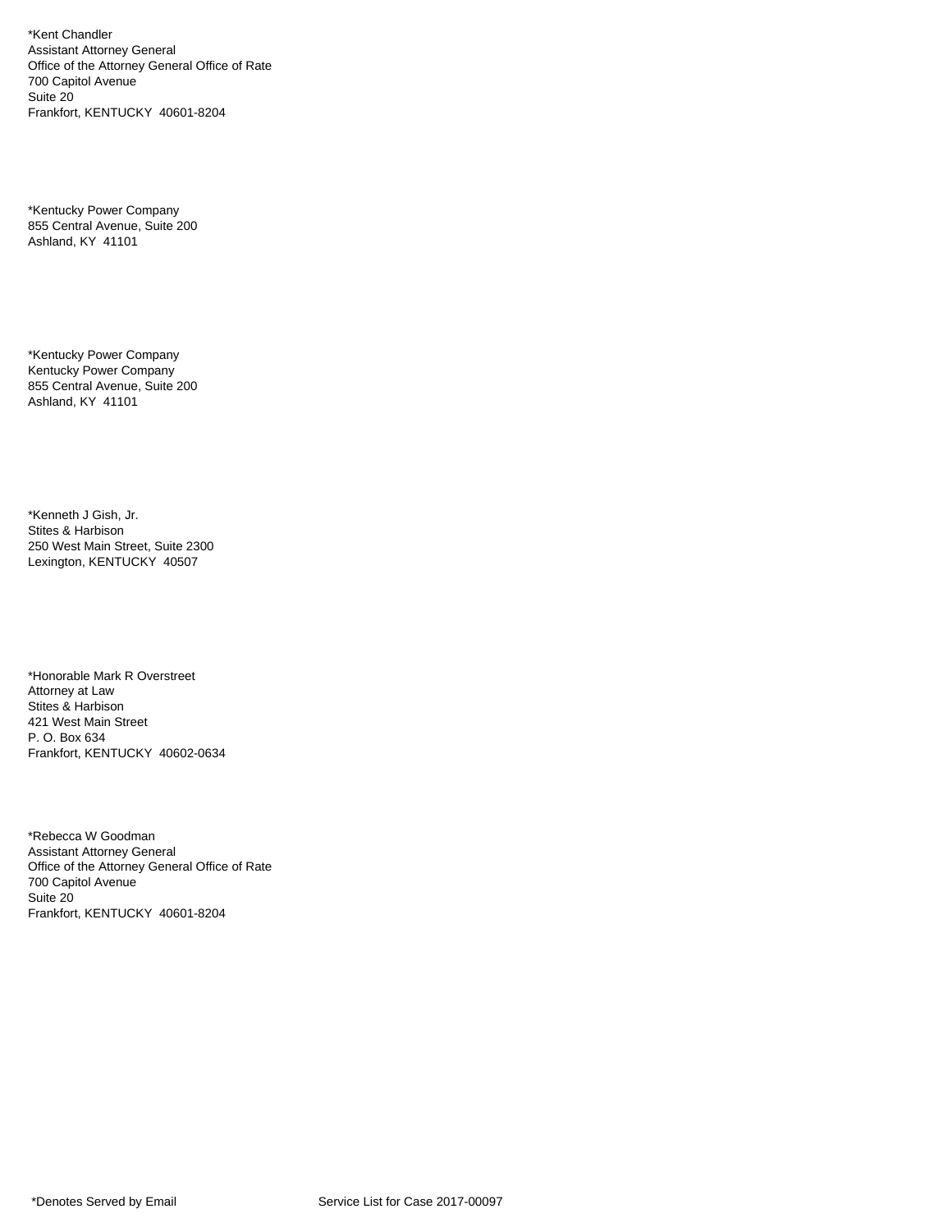*Kent Chandler
Assistant Attorney General
Office of the Attorney General Office of Rate
700 Capitol Avenue
Suite 20
Frankfort, KENTUCKY  40601-8204

*Kentucky Power Company
855 Central Avenue, Suite 200
Ashland, KY  41101

*Kentucky Power Company
Kentucky Power Company
855 Central Avenue, Suite 200
Ashland, KY  41101

*Kenneth J Gish, Jr.
Stites & Harbison
250 West Main Street, Suite 2300
Lexington, KENTUCKY  40507

*Honorable Mark R Overstreet
Attorney at Law
Stites & Harbison
421 West Main Street
P. O. Box 634
Frankfort, KENTUCKY  40602-0634

*Rebecca W Goodman
Assistant Attorney General
Office of the Attorney General Office of Rate
700 Capitol Avenue
Suite 20
Frankfort, KENTUCKY  40601-8204

*Denotes Served by Email

Service List for Case 2017-00097